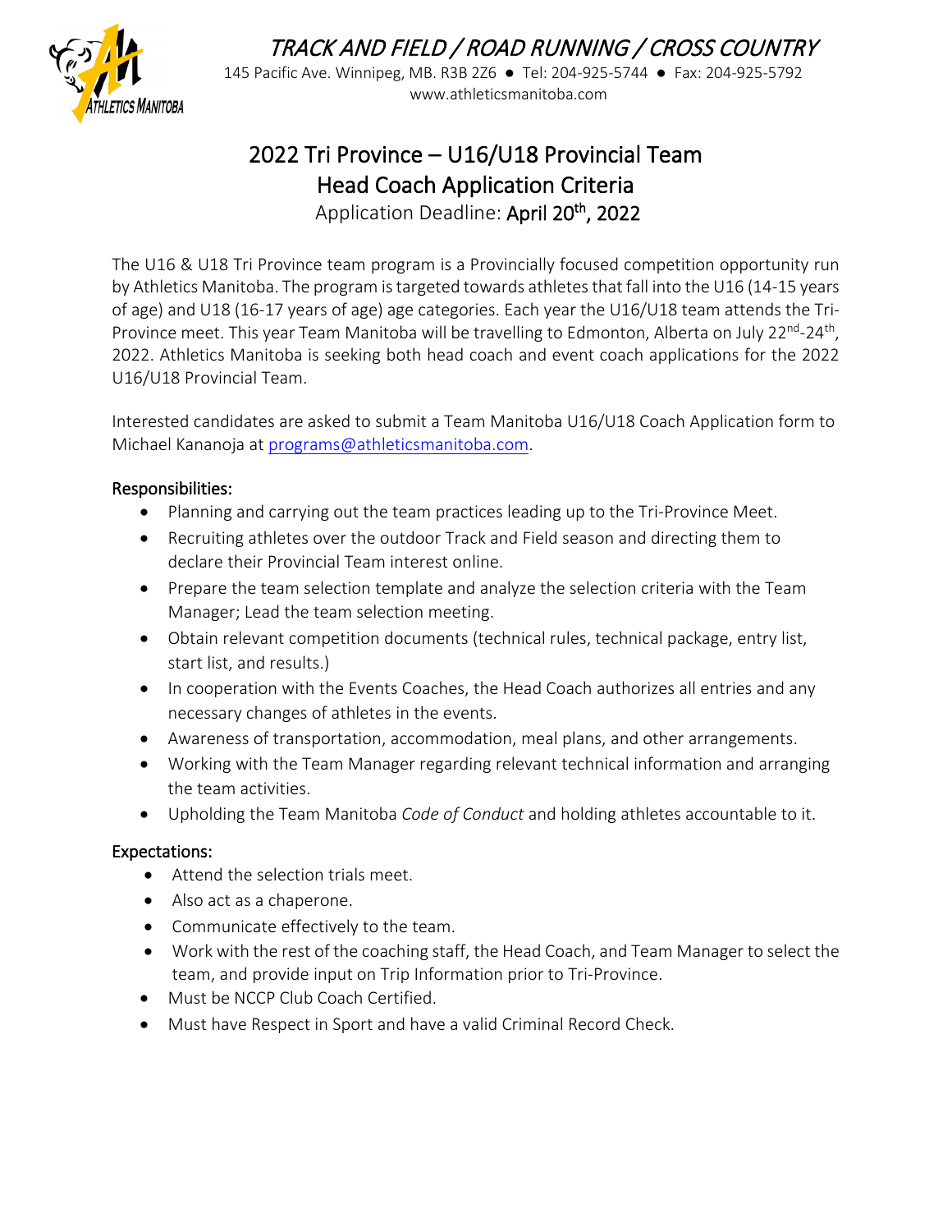*TRACK AND FIELD / ROAD RUNNING / CROSS COUNTRY*

145 Pacific Ave. Winnipeg, MB. R3B 2Z6 ● Tel: 204-925-5744 ● Fax: 204-925-5792
www.athleticsmanitoba.com

# 2022 Tri Province – U16/U18 Provincial Team
# Head Coach Application Criteria

Application Deadline: **April 20th, 2022**

The U16 & U18 Tri Province team program is a Provincially focused competition opportunity run by Athletics Manitoba. The program is targeted towards athletes that fall into the U16 (14-15 years of age) and U18 (16-17 years of age) age categories. Each year the U16/U18 team attends the Tri-Province meet. This year Team Manitoba will be travelling to Edmonton, Alberta on July 22nd-24th, 2022. Athletics Manitoba is seeking both head coach and event coach applications for the 2022 U16/U18 Provincial Team.

Interested candidates are asked to submit a Team Manitoba U16/U18 Coach Application form to Michael Kananoja at programs@athleticsmanitoba.com.

## Responsibilities:

- Planning and carrying out the team practices leading up to the Tri-Province Meet.
- Recruiting athletes over the outdoor Track and Field season and directing them to declare their Provincial Team interest online.
- Prepare the team selection template and analyze the selection criteria with the Team Manager; Lead the team selection meeting.
- Obtain relevant competition documents (technical rules, technical package, entry list, start list, and results.)
- In cooperation with the Events Coaches, the Head Coach authorizes all entries and any necessary changes of athletes in the events.
- Awareness of transportation, accommodation, meal plans, and other arrangements.
- Working with the Team Manager regarding relevant technical information and arranging the team activities.
- Upholding the Team Manitoba *Code of Conduct* and holding athletes accountable to it.

## Expectations:

- Attend the selection trials meet.
- Also act as a chaperone.
- Communicate effectively to the team.
- Work with the rest of the coaching staff, the Head Coach, and Team Manager to select the team, and provide input on Trip Information prior to Tri-Province.
- Must be NCCP Club Coach Certified.
- Must have Respect in Sport and have a valid Criminal Record Check.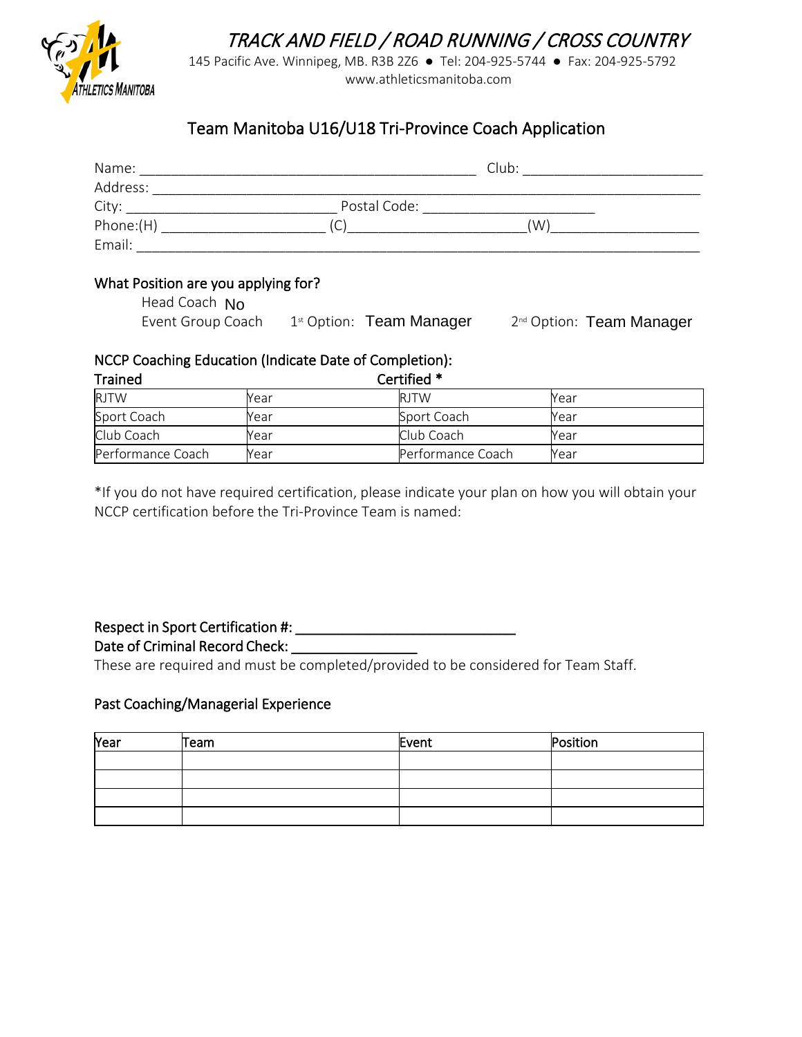# TRACK AND FIELD / ROAD RUNNING / CROSS COUNTRY

145 Pacific Ave. Winnipeg, MB. R3B 2Z6 ● Tel: 204-925-5744 ● Fax: 204-925-5792
www.athleticsmanitoba.com

## Team Manitoba U16/U18 Tri-Province Coach Application

Name: ________________________________________ Club: ______________________
Address: ______________________________________________________________________
City: __________________________ Postal Code: ______________________
Phone:(H) ____________________ (C)______________________(W)___________________
Email: _______________________________________________________________________

### What Position are you applying for?

Head Coach No
Event Group Coach 1st Option: Team Manager 2nd Option: Team Manager

### NCCP Coaching Education (Indicate Date of Completion):

| Trained | | Certified * | |
|---|---|---|---|
| RJTW | Year | RJTW | Year |
| Sport Coach | Year | Sport Coach | Year |
| Club Coach | Year | Club Coach | Year |
| Performance Coach | Year | Performance Coach | Year |

*If you do not have required certification, please indicate your plan on how you will obtain your NCCP certification before the Tri-Province Team is named:

**Respect in Sport Certification #:** ____________________________
**Date of Criminal Record Check:** ________________
These are required and must be completed/provided to be considered for Team Staff.

### Past Coaching/Managerial Experience

| Year | Team | Event | Position |
|---|---|---|---|
| | | | |
| | | | |
| | | | |
| | | | |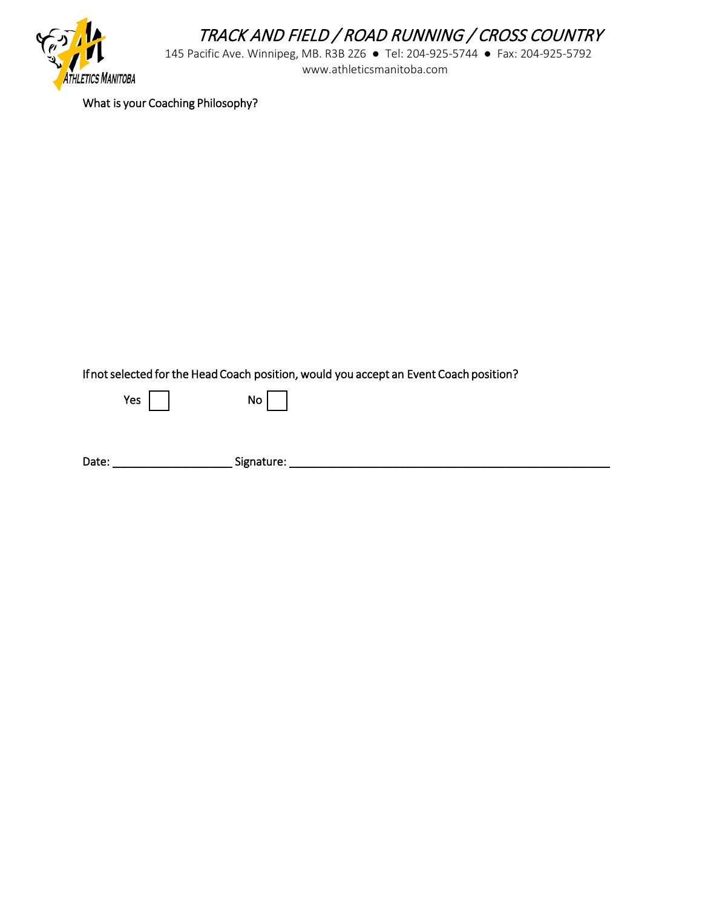What is your Coaching Philosophy?

If not selected for the Head Coach position, would you accept an Event Coach position?

Yes ☐ No ☐

Date: ____________________ Signature: ______________________________________________________